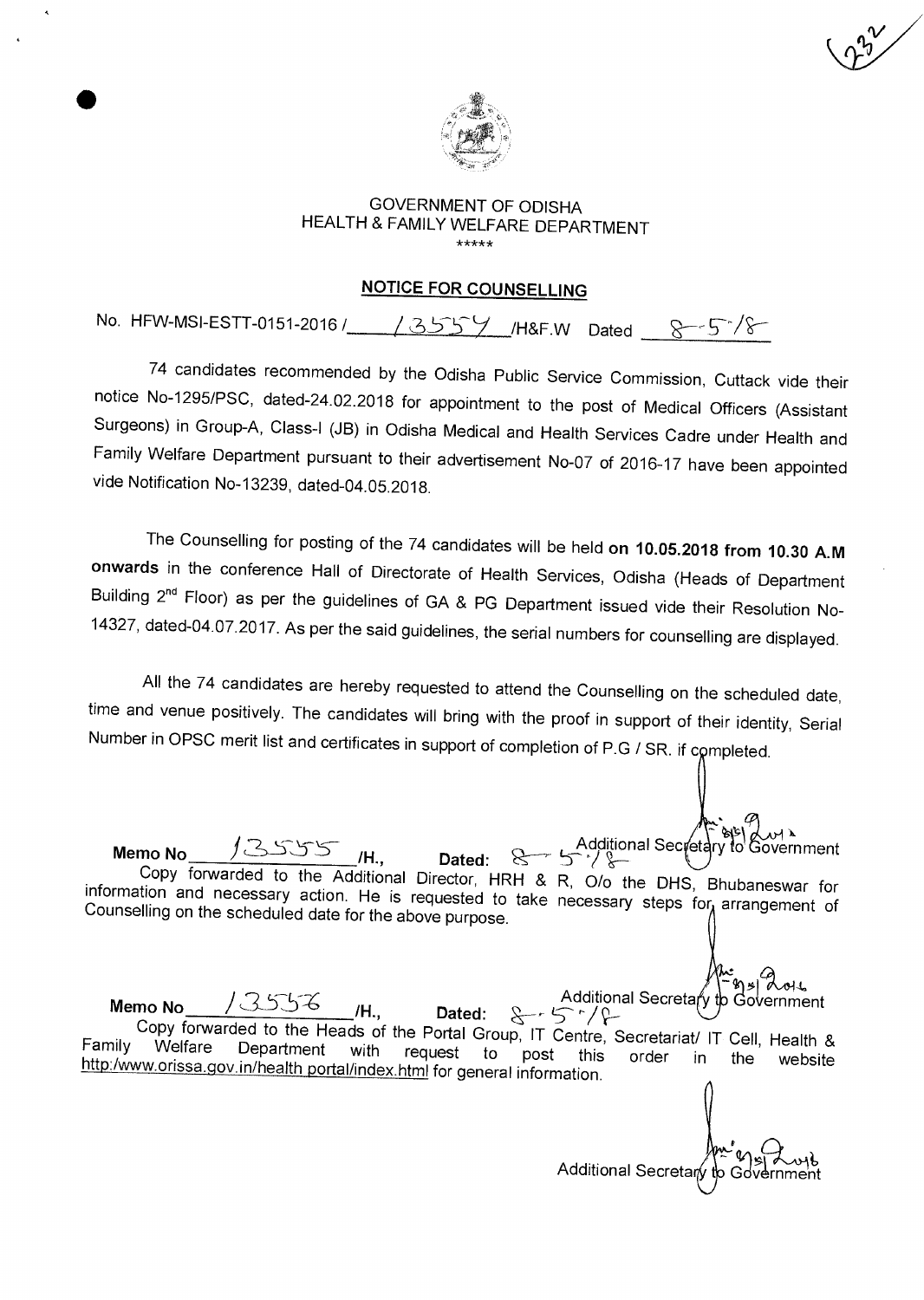GOVERNMENT OF ODISHA
HEALTH & FAMILY WELFARE DEPARTMENT
\*\*\*\*\*

## NOTICE FOR COUNSELLING

No. HFW-MSI-ESTT-0151-2016 / 13554 /H&F.W Dated 8-5-18

74 candidates recommended by the Odisha Public Service Commission, Cuttack vide their notice No-1295/PSC, dated-24.02.2018 for appointment to the post of Medical Officers (Assistant Surgeons) in Group-A, Class-I (JB) in Odisha Medical and Health Services Cadre under Health and Family Welfare Department pursuant to their advertisement No-07 of 2016-17 have been appointed vide Notification No-13239, dated-04.05.2018.

The Counselling for posting of the 74 candidates will be held **on 10.05.2018 from 10.30 A.M onwards** in the conference Hall of Directorate of Health Services, Odisha (Heads of Department Building 2nd Floor) as per the guidelines of GA & PG Department issued vide their Resolution No-14327, dated-04.07.2017. As per the said guidelines, the serial numbers for counselling are displayed.

All the 74 candidates are hereby requested to attend the Counselling on the scheduled date, time and venue positively. The candidates will bring with the proof in support of their identity, Serial Number in OPSC merit list and certificates in support of completion of P.G / SR. if completed.

Additional Secretary to Government

**Memo No** 13555 **/H., Dated:** 8-5-18

Copy forwarded to the Additional Director, HRH & R, O/o the DHS, Bhubaneswar for information and necessary action. He is requested to take necessary steps for arrangement of Counselling on the scheduled date for the above purpose.

Additional Secretary to Government

**Memo No** 13556 **/H., Dated:** 8-5-18

Copy forwarded to the Heads of the Portal Group, IT Centre, Secretariat/ IT Cell, Health & Family Welfare Department with request to post this order in the website http:/www.orissa.gov.in/health portal/index.html for general information.

Additional Secretary to Government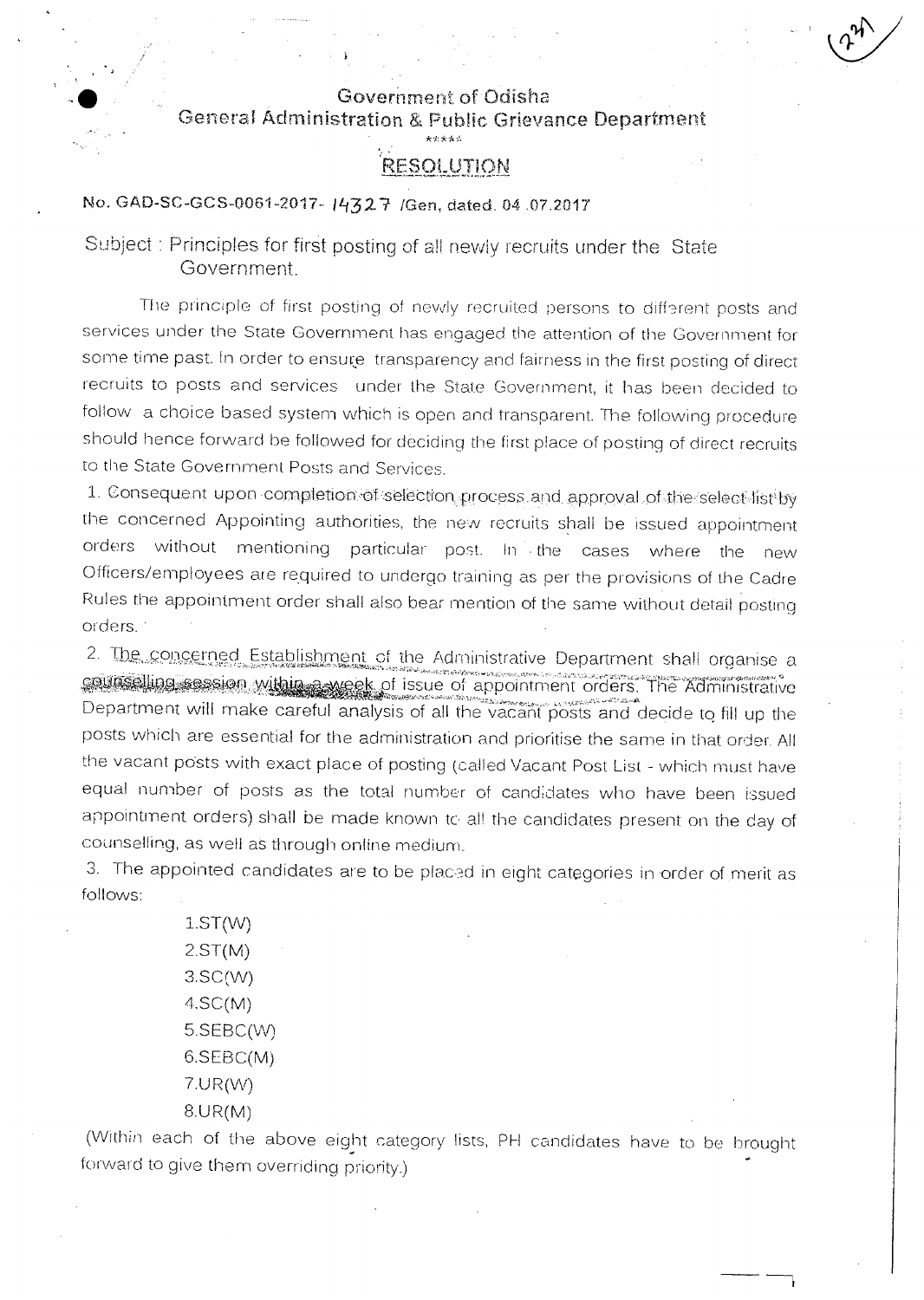# Government of Odisha
## General Administration & Public Grievance Department

\*\*\*\*\*

## RESOLUTION

**No. GAD-SC-GCS-0061-2017- 14327 /Gen, dated. 04.07.2017**

Subject : Principles for first posting of all newly recruits under the State Government.

The principle of first posting of newly recruited persons to different posts and services under the State Government has engaged the attention of the Government for some time past. In order to ensure transparency and fairness in the first posting of direct recruits to posts and services under the State Government, it has been decided to follow a choice based system which is open and transparent. The following procedure should hence forward be followed for deciding the first place of posting of direct recruits to the State Government Posts and Services.

1. Consequent upon completion of selection process and approval of the select list by the concerned Appointing authorities, the new recruits shall be issued appointment orders without mentioning particular post. In the cases where the new Officers/employees are required to undergo training as per the provisions of the Cadre Rules the appointment order shall also bear mention of the same without detail posting orders.

2. The concerned Establishment of the Administrative Department shall organise a counselling session within a week of issue of appointment orders. The Administrative Department will make careful analysis of all the vacant posts and decide to fill up the posts which are essential for the administration and prioritise the same in that order. All the vacant posts with exact place of posting (called Vacant Post List - which must have equal number of posts as the total number of candidates who have been issued appointment orders) shall be made known to all the candidates present on the day of counselling, as well as through online medium.

3. The appointed candidates are to be placed in eight categories in order of merit as follows:

1. ST(W)
2. ST(M)
3. SC(W)
4. SC(M)
5. SEBC(W)
6. SEBC(M)
7. UR(W)
8. UR(M)

(Within each of the above eight category lists, PH candidates have to be brought forward to give them overriding priority.)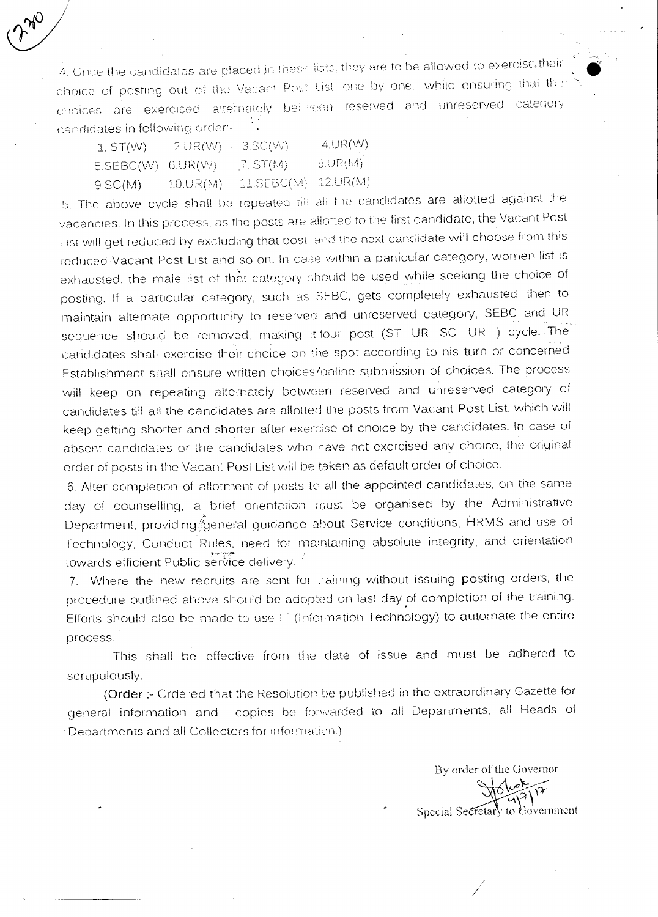4. Once the candidates are placed in these lists, they are to be allowed to exercise their choice of posting out of the Vacant Post List one by one, while ensuring that the choices are exercised alternately between reserved and unreserved category candidates in following order:-

| | | | |
|---|---|---|---|
| 1. ST(W) | 2.UR(W) | 3.SC(W) | 4.UR(W) |
| 5.SEBC(W) | 6.UR(W) | 7. ST(M) | 8.UR(M) |
| 9.SC(M) | 10.UR(M) | 11.SEBC(M) | 12.UR(M) |

5. The above cycle shall be repeated till all the candidates are allotted against the vacancies. In this process, as the posts are allotted to the first candidate, the Vacant Post List will get reduced by excluding that post and the next candidate will choose from this reduced Vacant Post List and so on. In case within a particular category, women list is exhausted, the male list of that category should be used while seeking the choice of posting. If a particular category, such as SEBC, gets completely exhausted, then to maintain alternate opportunity to reserved and unreserved category, SEBC and UR sequence should be removed, making it four post (ST UR SC UR ) cycle. The candidates shall exercise their choice on the spot according to his turn or concerned Establishment shall ensure written choices/online submission of choices. The process will keep on repeating alternately between reserved and unreserved category of candidates till all the candidates are allotted the posts from Vacant Post List, which will keep getting shorter and shorter after exercise of choice by the candidates. In case of absent candidates or the candidates who have not exercised any choice, the original order of posts in the Vacant Post List will be taken as default order of choice.

6. After completion of allotment of posts to all the appointed candidates, on the same day of counselling, a brief orientation must be organised by the Administrative Department, providing general guidance about Service conditions, HRMS and use of Technology, Conduct Rules, need for maintaining absolute integrity, and orientation towards efficient Public service delivery.

7. Where the new recruits are sent for training without issuing posting orders, the procedure outlined above should be adopted on last day of completion of the training. Efforts should also be made to use IT (Information Technology) to automate the entire process.

This shall be effective from the date of issue and must be adhered to scrupulously.

(Order :- Ordered that the Resolution be published in the extraordinary Gazette for general information and copies be forwarded to all Departments, all Heads of Departments and all Collectors for information.)

By order of the Governor

Ashok 4/7/17

Special Secretary to Government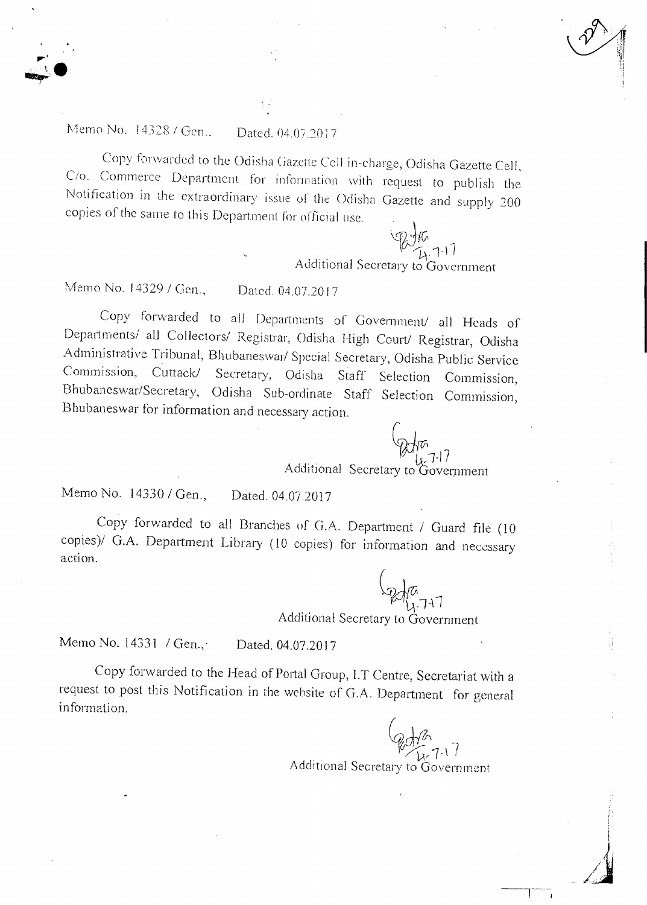Memo No. 14328 / Gen.,    Dated. 04.07.2017

Copy forwarded to the Odisha Gazette Cell in-charge, Odisha Gazette Cell, C/o. Commerce Department for information with request to publish the Notification in the extraordinary issue of the Odisha Gazette and supply 200 copies of the same to this Department for official use.

4.7.17

Additional Secretary to Government

Memo No. 14329 / Gen.,    Dated. 04.07.2017

Copy forwarded to all Departments of Government/ all Heads of Departments/ all Collectors/ Registrar, Odisha High Court/ Registrar, Odisha Administrative Tribunal, Bhubaneswar/ Special Secretary, Odisha Public Service Commission, Cuttack/ Secretary, Odisha Staff Selection Commission, Bhubaneswar/Secretary, Odisha Sub-ordinate Staff Selection Commission, Bhubaneswar for information and necessary action.

4.7.17

Additional Secretary to Government

Memo No. 14330 / Gen.,    Dated. 04.07.2017

Copy forwarded to all Branches of G.A. Department / Guard file (10 copies)/ G.A. Department Library (10 copies) for information and necessary action.

4.7.17

Additional Secretary to Government

Memo No. 14331 / Gen.,    Dated. 04.07.2017

Copy forwarded to the Head of Portal Group, I.T Centre, Secretariat with a request to post this Notification in the website of G.A. Department for general information.

4.7.17

Additional Secretary to Government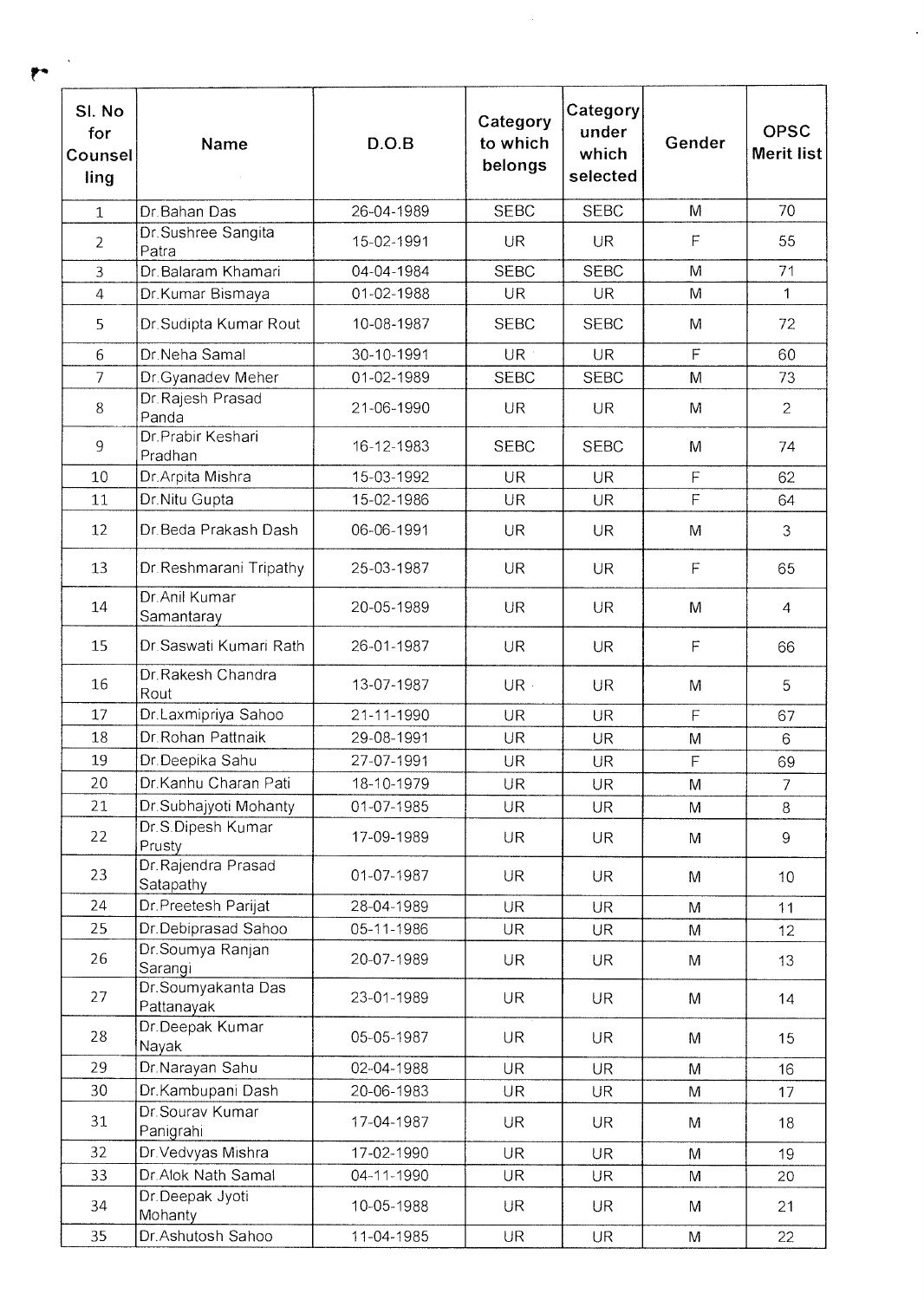| Sl. No for Counselling | Name | D.O.B | Category to which belongs | Category under which selected | Gender | OPSC Merit list |
|---|---|---|---|---|---|---|
| 1 | Dr.Bahan Das | 26-04-1989 | SEBC | SEBC | M | 70 |
| 2 | Dr.Sushree Sangita Patra | 15-02-1991 | UR | UR | F | 55 |
| 3 | Dr.Balaram Khamari | 04-04-1984 | SEBC | SEBC | M | 71 |
| 4 | Dr.Kumar Bismaya | 01-02-1988 | UR | UR | M | 1 |
| 5 | Dr.Sudipta Kumar Rout | 10-08-1987 | SEBC | SEBC | M | 72 |
| 6 | Dr.Neha Samal | 30-10-1991 | UR | UR | F | 60 |
| 7 | Dr.Gyanadev Meher | 01-02-1989 | SEBC | SEBC | M | 73 |
| 8 | Dr.Rajesh Prasad Panda | 21-06-1990 | UR | UR | M | 2 |
| 9 | Dr.Prabir Keshari Pradhan | 16-12-1983 | SEBC | SEBC | M | 74 |
| 10 | Dr.Arpita Mishra | 15-03-1992 | UR | UR | F | 62 |
| 11 | Dr.Nitu Gupta | 15-02-1986 | UR | UR | F | 64 |
| 12 | Dr.Beda Prakash Dash | 06-06-1991 | UR | UR | M | 3 |
| 13 | Dr.Reshmarani Tripathy | 25-03-1987 | UR | UR | F | 65 |
| 14 | Dr.Anil Kumar Samantaray | 20-05-1989 | UR | UR | M | 4 |
| 15 | Dr.Saswati Kumari Rath | 26-01-1987 | UR | UR | F | 66 |
| 16 | Dr.Rakesh Chandra Rout | 13-07-1987 | UR | UR | M | 5 |
| 17 | Dr.Laxmipriya Sahoo | 21-11-1990 | UR | UR | F | 67 |
| 18 | Dr.Rohan Pattnaik | 29-08-1991 | UR | UR | M | 6 |
| 19 | Dr.Deepika Sahu | 27-07-1991 | UR | UR | F | 69 |
| 20 | Dr.Kanhu Charan Pati | 18-10-1979 | UR | UR | M | 7 |
| 21 | Dr.Subhajyoti Mohanty | 01-07-1985 | UR | UR | M | 8 |
| 22 | Dr.S.Dipesh Kumar Prusty | 17-09-1989 | UR | UR | M | 9 |
| 23 | Dr.Rajendra Prasad Satapathy | 01-07-1987 | UR | UR | M | 10 |
| 24 | Dr.Preetesh Parijat | 28-04-1989 | UR | UR | M | 11 |
| 25 | Dr.Debiprasad Sahoo | 05-11-1986 | UR | UR | M | 12 |
| 26 | Dr.Soumya Ranjan Sarangi | 20-07-1989 | UR | UR | M | 13 |
| 27 | Dr.Soumyakanta Das Pattanayak | 23-01-1989 | UR | UR | M | 14 |
| 28 | Dr.Deepak Kumar Nayak | 05-05-1987 | UR | UR | M | 15 |
| 29 | Dr.Narayan Sahu | 02-04-1988 | UR | UR | M | 16 |
| 30 | Dr.Kambupani Dash | 20-06-1983 | UR | UR | M | 17 |
| 31 | Dr.Sourav Kumar Panigrahi | 17-04-1987 | UR | UR | M | 18 |
| 32 | Dr.Vedvyas Mishra | 17-02-1990 | UR | UR | M | 19 |
| 33 | Dr.Alok Nath Samal | 04-11-1990 | UR | UR | M | 20 |
| 34 | Dr.Deepak Jyoti Mohanty | 10-05-1988 | UR | UR | M | 21 |
| 35 | Dr.Ashutosh Sahoo | 11-04-1985 | UR | UR | M | 22 |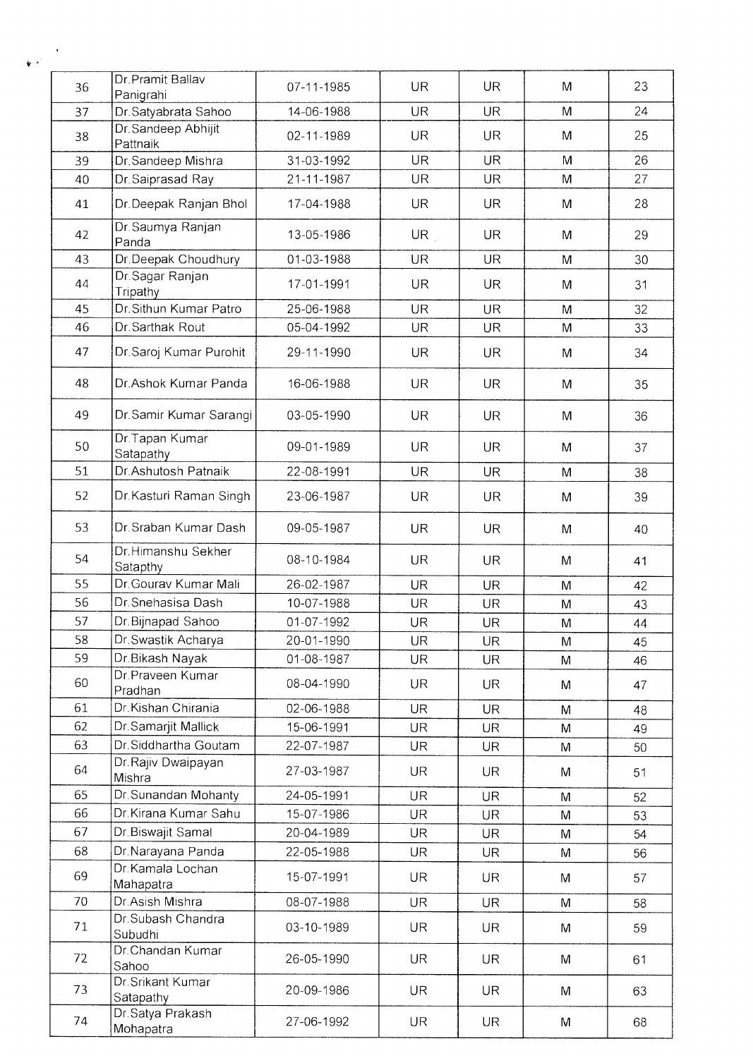| 36 | Dr.Pramit Ballav Panigrahi | 07-11-1985 | UR | UR | M | 23 |
|---|---|---|---|---|---|---|
| 37 | Dr.Satyabrata Sahoo | 14-06-1988 | UR | UR | M | 24 |
| 38 | Dr.Sandeep Abhijit Pattnaik | 02-11-1989 | UR | UR | M | 25 |
| 39 | Dr.Sandeep Mishra | 31-03-1992 | UR | UR | M | 26 |
| 40 | Dr.Saiprasad Ray | 21-11-1987 | UR | UR | M | 27 |
| 41 | Dr.Deepak Ranjan Bhol | 17-04-1988 | UR | UR | M | 28 |
| 42 | Dr.Saumya Ranjan Panda | 13-05-1986 | UR | UR | M | 29 |
| 43 | Dr.Deepak Choudhury | 01-03-1988 | UR | UR | M | 30 |
| 44 | Dr.Sagar Ranjan Tripathy | 17-01-1991 | UR | UR | M | 31 |
| 45 | Dr.Sithun Kumar Patro | 25-06-1988 | UR | UR | M | 32 |
| 46 | Dr.Sarthak Rout | 05-04-1992 | UR | UR | M | 33 |
| 47 | Dr.Saroj Kumar Purohit | 29-11-1990 | UR | UR | M | 34 |
| 48 | Dr.Ashok Kumar Panda | 16-06-1988 | UR | UR | M | 35 |
| 49 | Dr.Samir Kumar Sarangi | 03-05-1990 | UR | UR | M | 36 |
| 50 | Dr.Tapan Kumar Satapathy | 09-01-1989 | UR | UR | M | 37 |
| 51 | Dr.Ashutosh Patnaik | 22-08-1991 | UR | UR | M | 38 |
| 52 | Dr.Kasturi Raman Singh | 23-06-1987 | UR | UR | M | 39 |
| 53 | Dr.Sraban Kumar Dash | 09-05-1987 | UR | UR | M | 40 |
| 54 | Dr.Himanshu Sekher Satapthy | 08-10-1984 | UR | UR | M | 41 |
| 55 | Dr.Gourav Kumar Mali | 26-02-1987 | UR | UR | M | 42 |
| 56 | Dr.Snehasisa Dash | 10-07-1988 | UR | UR | M | 43 |
| 57 | Dr.Bijnapad Sahoo | 01-07-1992 | UR | UR | M | 44 |
| 58 | Dr.Swastik Acharya | 20-01-1990 | UR | UR | M | 45 |
| 59 | Dr.Bikash Nayak | 01-08-1987 | UR | UR | M | 46 |
| 60 | Dr.Praveen Kumar Pradhan | 08-04-1990 | UR | UR | M | 47 |
| 61 | Dr.Kishan Chirania | 02-06-1988 | UR | UR | M | 48 |
| 62 | Dr.Samarjit Mallick | 15-06-1991 | UR | UR | M | 49 |
| 63 | Dr.Siddhartha Goutam | 22-07-1987 | UR | UR | M | 50 |
| 64 | Dr.Rajiv Dwaipayan Mishra | 27-03-1987 | UR | UR | M | 51 |
| 65 | Dr.Sunandan Mohanty | 24-05-1991 | UR | UR | M | 52 |
| 66 | Dr.Kirana Kumar Sahu | 15-07-1986 | UR | UR | M | 53 |
| 67 | Dr.Biswajit Samal | 20-04-1989 | UR | UR | M | 54 |
| 68 | Dr.Narayana Panda | 22-05-1988 | UR | UR | M | 56 |
| 69 | Dr.Kamala Lochan Mahapatra | 15-07-1991 | UR | UR | M | 57 |
| 70 | Dr.Asish Mishra | 08-07-1988 | UR | UR | M | 58 |
| 71 | Dr.Subash Chandra Subudhi | 03-10-1989 | UR | UR | M | 59 |
| 72 | Dr.Chandan Kumar Sahoo | 26-05-1990 | UR | UR | M | 61 |
| 73 | Dr.Srikant Kumar Satapathy | 20-09-1986 | UR | UR | M | 63 |
| 74 | Dr.Satya Prakash Mohapatra | 27-06-1992 | UR | UR | M | 68 |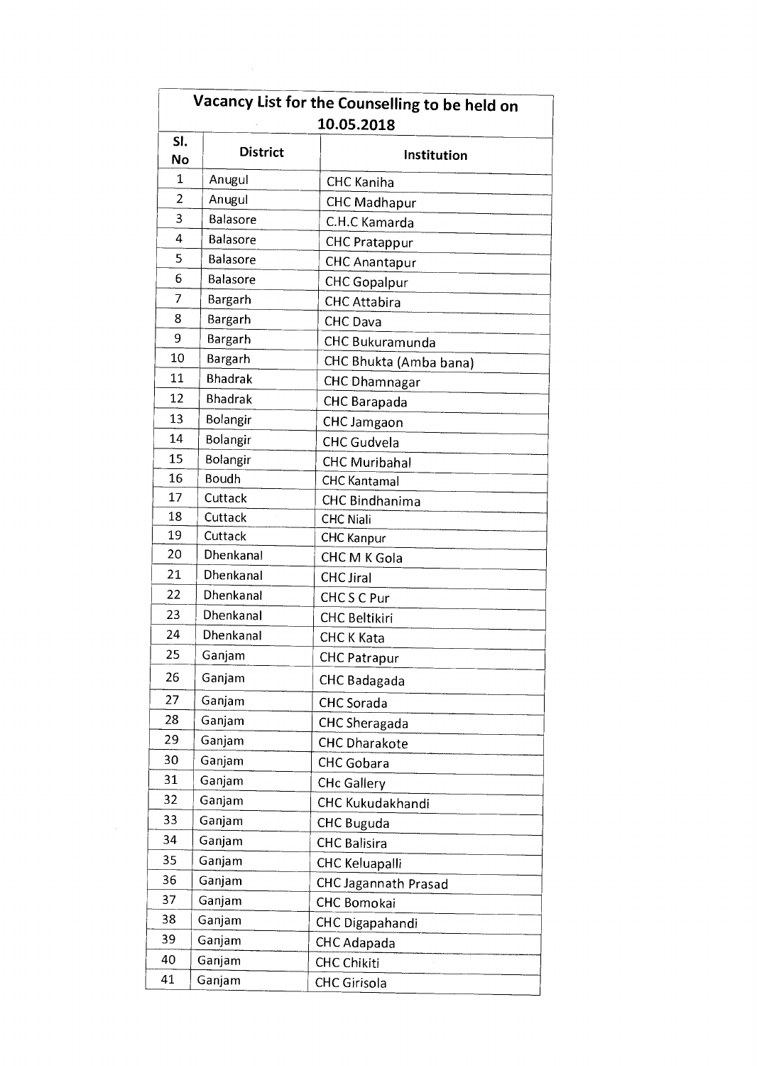| Vacancy List for the Counselling to be held on 10.05.2018 | | |
|---|---|---|
| Sl. No | District | Institution |
| 1 | Anugul | CHC Kaniha |
| 2 | Anugul | CHC Madhapur |
| 3 | Balasore | C.H.C Kamarda |
| 4 | Balasore | CHC Pratappur |
| 5 | Balasore | CHC Anantapur |
| 6 | Balasore | CHC Gopalpur |
| 7 | Bargarh | CHC Attabira |
| 8 | Bargarh | CHC Dava |
| 9 | Bargarh | CHC Bukuramunda |
| 10 | Bargarh | CHC Bhukta (Amba bana) |
| 11 | Bhadrak | CHC Dhamnagar |
| 12 | Bhadrak | CHC Barapada |
| 13 | Bolangir | CHC Jamgaon |
| 14 | Bolangir | CHC Gudvela |
| 15 | Bolangir | CHC Muribahal |
| 16 | Boudh | CHC Kantamal |
| 17 | Cuttack | CHC Bindhanima |
| 18 | Cuttack | CHC Niali |
| 19 | Cuttack | CHC Kanpur |
| 20 | Dhenkanal | CHC M K Gola |
| 21 | Dhenkanal | CHC Jiral |
| 22 | Dhenkanal | CHC S C Pur |
| 23 | Dhenkanal | CHC Beltikiri |
| 24 | Dhenkanal | CHC K Kata |
| 25 | Ganjam | CHC Patrapur |
| 26 | Ganjam | CHC Badagada |
| 27 | Ganjam | CHC Sorada |
| 28 | Ganjam | CHC Sheragada |
| 29 | Ganjam | CHC Dharakote |
| 30 | Ganjam | CHC Gobara |
| 31 | Ganjam | CHc Gallery |
| 32 | Ganjam | CHC Kukudakhandi |
| 33 | Ganjam | CHC Buguda |
| 34 | Ganjam | CHC Balisira |
| 35 | Ganjam | CHC Keluapalli |
| 36 | Ganjam | CHC Jagannath Prasad |
| 37 | Ganjam | CHC Bomokai |
| 38 | Ganjam | CHC Digapahandi |
| 39 | Ganjam | CHC Adapada |
| 40 | Ganjam | CHC Chikiti |
| 41 | Ganjam | CHC Girisola |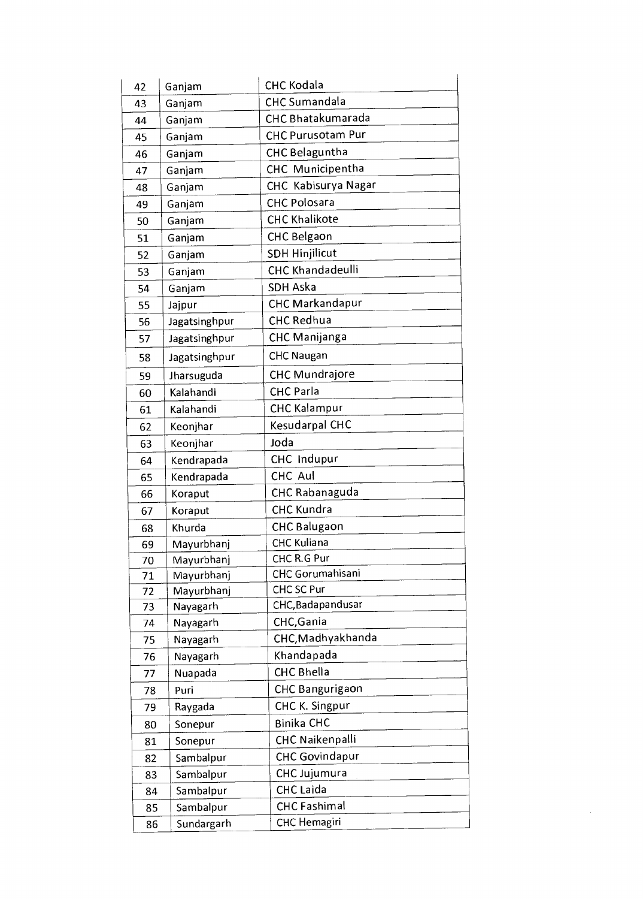| 42 | Ganjam | CHC Kodala |
|---|---|---|
| 43 | Ganjam | CHC Sumandala |
| 44 | Ganjam | CHC Bhatakumarada |
| 45 | Ganjam | CHC Purusotam Pur |
| 46 | Ganjam | CHC Belaguntha |
| 47 | Ganjam | CHC Municipentha |
| 48 | Ganjam | CHC Kabisurya Nagar |
| 49 | Ganjam | CHC Polosara |
| 50 | Ganjam | CHC Khalikote |
| 51 | Ganjam | CHC Belgaon |
| 52 | Ganjam | SDH Hinjilicut |
| 53 | Ganjam | CHC Khandadeulli |
| 54 | Ganjam | SDH Aska |
| 55 | Jajpur | CHC Markandapur |
| 56 | Jagatsinghpur | CHC Redhua |
| 57 | Jagatsinghpur | CHC Manijanga |
| 58 | Jagatsinghpur | CHC Naugan |
| 59 | Jharsuguda | CHC Mundrajore |
| 60 | Kalahandi | CHC Parla |
| 61 | Kalahandi | CHC Kalampur |
| 62 | Keonjhar | Kesudarpal CHC |
| 63 | Keonjhar | Joda |
| 64 | Kendrapada | CHC Indupur |
| 65 | Kendrapada | CHC Aul |
| 66 | Koraput | CHC Rabanaguda |
| 67 | Koraput | CHC Kundra |
| 68 | Khurda | CHC Balugaon |
| 69 | Mayurbhanj | CHC Kuliana |
| 70 | Mayurbhanj | CHC R.G Pur |
| 71 | Mayurbhanj | CHC Gorumahisani |
| 72 | Mayurbhanj | CHC SC Pur |
| 73 | Nayagarh | CHC,Badapandusar |
| 74 | Nayagarh | CHC,Gania |
| 75 | Nayagarh | CHC,Madhyakhanda |
| 76 | Nayagarh | Khandapada |
| 77 | Nuapada | CHC Bhella |
| 78 | Puri | CHC Bangurigaon |
| 79 | Raygada | CHC K. Singpur |
| 80 | Sonepur | Binika CHC |
| 81 | Sonepur | CHC Naikenpalli |
| 82 | Sambalpur | CHC Govindapur |
| 83 | Sambalpur | CHC Jujumura |
| 84 | Sambalpur | CHC Laida |
| 85 | Sambalpur | CHC Fashimal |
| 86 | Sundargarh | CHC Hemagiri |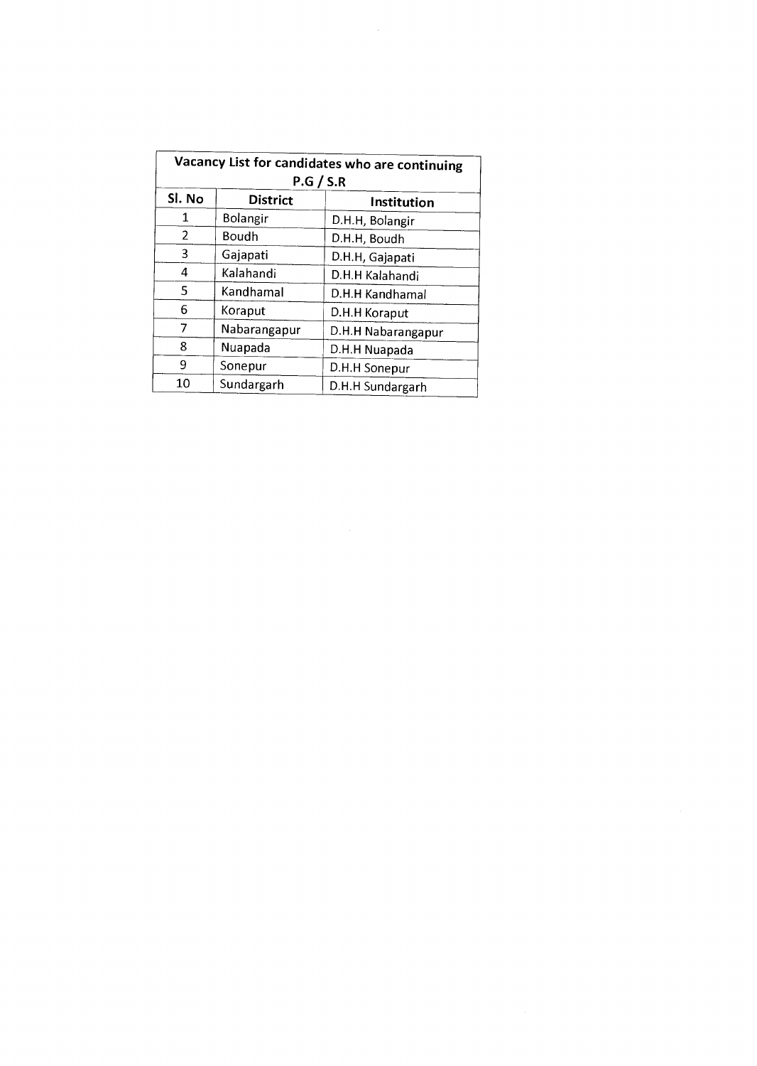| Vacancy List for candidates who are continuing P.G / S.R | | |
|---|---|---|
| Sl. No | District | Institution |
| 1 | Bolangir | D.H.H, Bolangir |
| 2 | Boudh | D.H.H, Boudh |
| 3 | Gajapati | D.H.H, Gajapati |
| 4 | Kalahandi | D.H.H Kalahandi |
| 5 | Kandhamal | D.H.H Kandhamal |
| 6 | Koraput | D.H.H Koraput |
| 7 | Nabarangapur | D.H.H Nabarangapur |
| 8 | Nuapada | D.H.H Nuapada |
| 9 | Sonepur | D.H.H Sonepur |
| 10 | Sundargarh | D.H.H Sundargarh |